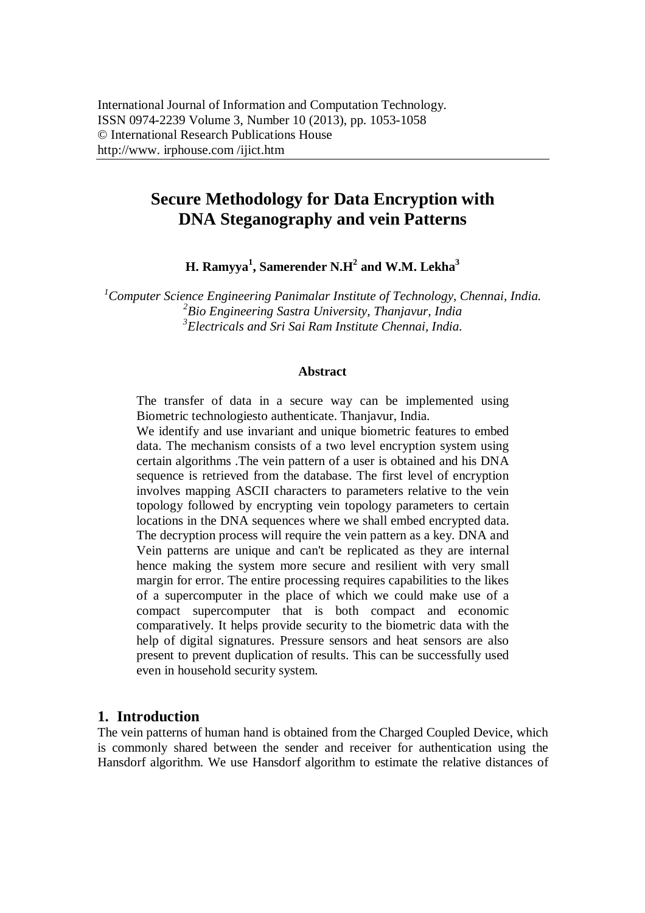International Journal of Information and Computation Technology.
ISSN 0974-2239 Volume 3, Number 10 (2013), pp. 1053-1058
© International Research Publications House
http://www. irphouse.com /ijict.htm

# Secure Methodology for Data Encryption with DNA Steganography and vein Patterns

**H. Ramyya[1], Samerender N.H[2] and W.M. Lekha[3]**

*[1]Computer Science Engineering Panimalar Institute of Technology, Chennai, India.*
*[2]Bio Engineering Sastra University, Thanjavur, India*
*[3]Electricals and Sri Sai Ram Institute Chennai, India.*

### Abstract

The transfer of data in a secure way can be implemented using Biometric technologiesto authenticate. Thanjavur, India.
We identify and use invariant and unique biometric features to embed data. The mechanism consists of a two level encryption system using certain algorithms .The vein pattern of a user is obtained and his DNA sequence is retrieved from the database. The first level of encryption involves mapping ASCII characters to parameters relative to the vein topology followed by encrypting vein topology parameters to certain locations in the DNA sequences where we shall embed encrypted data. The decryption process will require the vein pattern as a key. DNA and Vein patterns are unique and can't be replicated as they are internal hence making the system more secure and resilient with very small margin for error. The entire processing requires capabilities to the likes of a supercomputer in the place of which we could make use of a compact supercomputer that is both compact and economic comparatively. It helps provide security to the biometric data with the help of digital signatures. Pressure sensors and heat sensors are also present to prevent duplication of results. This can be successfully used even in household security system.

## 1. Introduction

The vein patterns of human hand is obtained from the Charged Coupled Device, which is commonly shared between the sender and receiver for authentication using the Hansdorf algorithm. We use Hansdorf algorithm to estimate the relative distances of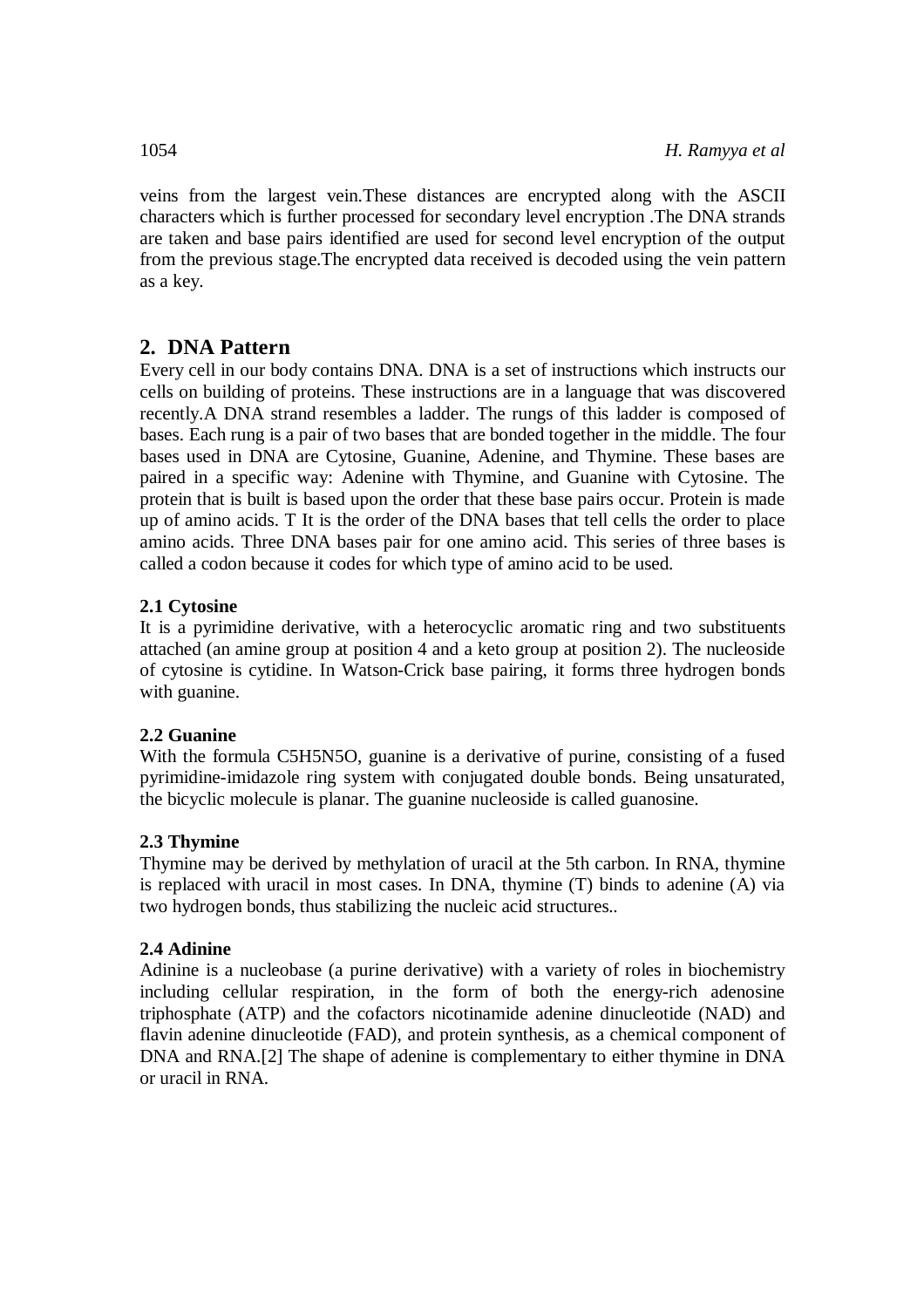veins from the largest vein.These distances are encrypted along with the ASCII characters which is further processed for secondary level encryption .The DNA strands are taken and base pairs identified are used for second level encryption of the output from the previous stage.The encrypted data received is decoded using the vein pattern as a key.

## 2. DNA Pattern

Every cell in our body contains DNA. DNA is a set of instructions which instructs our cells on building of proteins. These instructions are in a language that was discovered recently.A DNA strand resembles a ladder. The rungs of this ladder is composed of bases. Each rung is a pair of two bases that are bonded together in the middle. The four bases used in DNA are Cytosine, Guanine, Adenine, and Thymine. These bases are paired in a specific way: Adenine with Thymine, and Guanine with Cytosine. The protein that is built is based upon the order that these base pairs occur. Protein is made up of amino acids. T It is the order of the DNA bases that tell cells the order to place amino acids. Three DNA bases pair for one amino acid. This series of three bases is called a codon because it codes for which type of amino acid to be used.

### 2.1 Cytosine

It is a pyrimidine derivative, with a heterocyclic aromatic ring and two substituents attached (an amine group at position 4 and a keto group at position 2). The nucleoside of cytosine is cytidine. In Watson-Crick base pairing, it forms three hydrogen bonds with guanine.

### 2.2 Guanine

With the formula $C_5H_5N_5O$, guanine is a derivative of purine, consisting of a fused pyrimidine-imidazole ring system with conjugated double bonds. Being unsaturated, the bicyclic molecule is planar. The guanine nucleoside is called guanosine.

### 2.3 Thymine

Thymine may be derived by methylation of uracil at the 5th carbon. In RNA, thymine is replaced with uracil in most cases. In DNA, thymine (T) binds to adenine (A) via two hydrogen bonds, thus stabilizing the nucleic acid structures..

### 2.4 Adinine

Adinine is a nucleobase (a purine derivative) with a variety of roles in biochemistry including cellular respiration, in the form of both the energy-rich adenosine triphosphate (ATP) and the cofactors nicotinamide adenine dinucleotide (NAD) and flavin adenine dinucleotide (FAD), and protein synthesis, as a chemical component of DNA and RNA.[2] The shape of adenine is complementary to either thymine in DNA or uracil in RNA.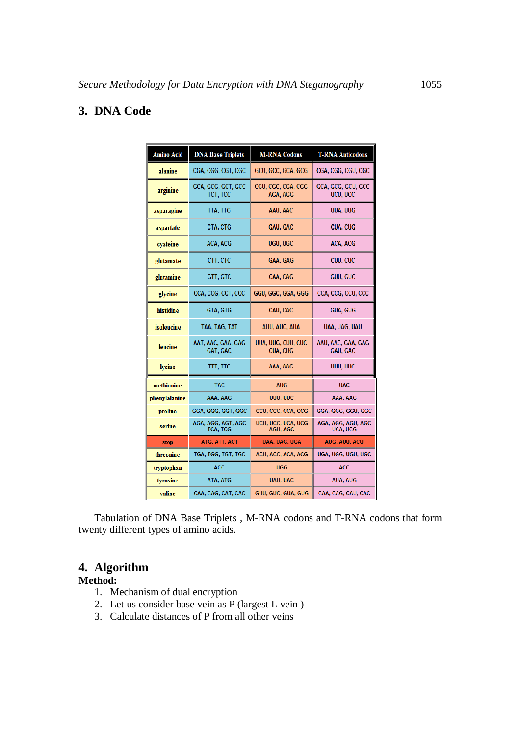## 3. DNA Code

| Amino Acid | DNA Base Triplets | M-RNA Codons | T-RNA Anticodons |
|---|---|---|---|
| alanine | CGA, CGG, CGT, CGC | GCU, GCC, GCA, GCG | CGA, CGG, CGU, CGC |
| arginine | GCA, GCG, GCT, GCC TCT, TCC | CGU, CGC, CGA, CGG AGA, AGG | GCA, GCG, GCU, GCC UCU, UCC |
| asparagine | TTA, TTG | AAU, AAC | UUA, UUG |
| aspartate | CTA, CTG | GAU, GAC | CUA, CUG |
| cysteine | ACA, ACG | UGU, UGC | ACA, ACG |
| glutamate | CTT, CTC | GAA, GAG | CUU, CUC |
| glutamine | GTT, GTC | CAA, CAG | GUU, GUC |
| glycine | CCA, CCG, CCT, CCC | GGU, GGC, GGA, GGG | CCA, CCG, CCU, CCC |
| histidine | GTA, GTG | CAU, CAC | GUA, GUG |
| isoleucine | TAA, TAG, TAT | AUU, AUC, AUA | UAA, UAG, UAU |
| leucine | AAT, AAC, GAA, GAG GAT, GAC | UUA, UUG, CUU, CUC CUA, CUG | AAU, AAC, GAA, GAG GAU, GAC |
| lysine | TTT, TTC | AAA, AAG | UUU, UUC |
| methionine | TAC | AUG | UAC |
| phenylalanine | AAA, AAG | UUU, UUC | AAA, AAG |
| proline | GGA, GGG, GGT, GGC | CCU, CCC, CCA, CCG | GGA, GGG, GGU, GGC |
| serine | AGA, AGG, AGT, AGC TCA, TCG | UCU, UCC, UCA, UCG AGU, AGC | AGA, AGG, AGU, AGC UCA, UCG |
| stop | ATG, ATT, ACT | UAA, UAG, UGA | AUG, AUU, ACU |
| threonine | TGA, TGG, TGT, TGC | ACU, ACC, ACA, ACG | UGA, UGG, UGU, UGC |
| tryptophan | ACC | UGG | ACC |
| tyrosine | ATA, ATG | UAU, UAC | AUA, AUG |
| valine | CAA, CAG, CAT, CAC | GUU, GUC, GUA, GUG | CAA, CAG, CAU, CAC |

Tabulation of DNA Base Triplets , M-RNA codons and T-RNA codons that form twenty different types of amino acids.

## 4. Algorithm

**Method:**

1. Mechanism of dual encryption
2. Let us consider base vein as P (largest L vein )
3. Calculate distances of P from all other veins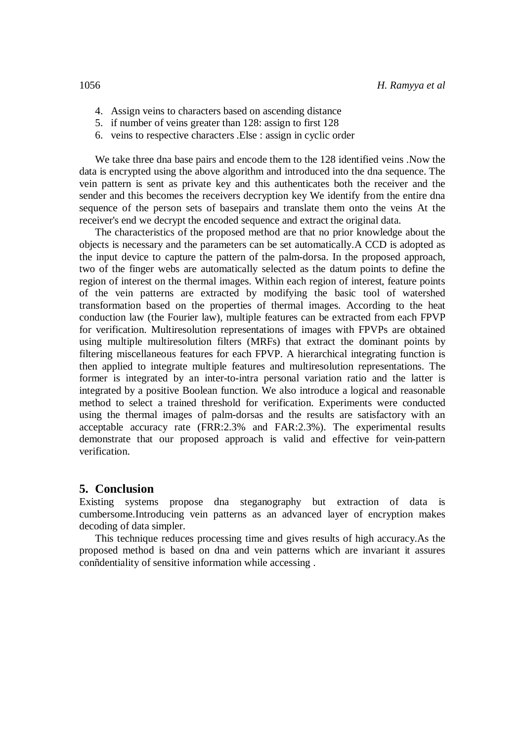4. Assign veins to characters based on ascending distance
5. if number of veins greater than 128: assign to first 128
6. veins to respective characters .Else : assign in cyclic order

We take three dna base pairs and encode them to the 128 identified veins .Now the data is encrypted using the above algorithm and introduced into the dna sequence. The vein pattern is sent as private key and this authenticates both the receiver and the sender and this becomes the receivers decryption key We identify from the entire dna sequence of the person sets of basepairs and translate them onto the veins At the receiver's end we decrypt the encoded sequence and extract the original data.

The characteristics of the proposed method are that no prior knowledge about the objects is necessary and the parameters can be set automatically.A CCD is adopted as the input device to capture the pattern of the palm-dorsa. In the proposed approach, two of the finger webs are automatically selected as the datum points to define the region of interest on the thermal images. Within each region of interest, feature points of the vein patterns are extracted by modifying the basic tool of watershed transformation based on the properties of thermal images. According to the heat conduction law (the Fourier law), multiple features can be extracted from each FPVP for verification. Multiresolution representations of images with FPVPs are obtained using multiple multiresolution filters (MRFs) that extract the dominant points by filtering miscellaneous features for each FPVP. A hierarchical integrating function is then applied to integrate multiple features and multiresolution representations. The former is integrated by an inter-to-intra personal variation ratio and the latter is integrated by a positive Boolean function. We also introduce a logical and reasonable method to select a trained threshold for verification. Experiments were conducted using the thermal images of palm-dorsas and the results are satisfactory with an acceptable accuracy rate (FRR:2.3% and FAR:2.3%). The experimental results demonstrate that our proposed approach is valid and effective for vein-pattern verification.

## 5. Conclusion

Existing systems propose dna steganography but extraction of data is cumbersome.Introducing vein patterns as an advanced layer of encryption makes decoding of data simpler.

This technique reduces processing time and gives results of high accuracy.As the proposed method is based on dna and vein patterns which are invariant it assures conñdentiality of sensitive information while accessing .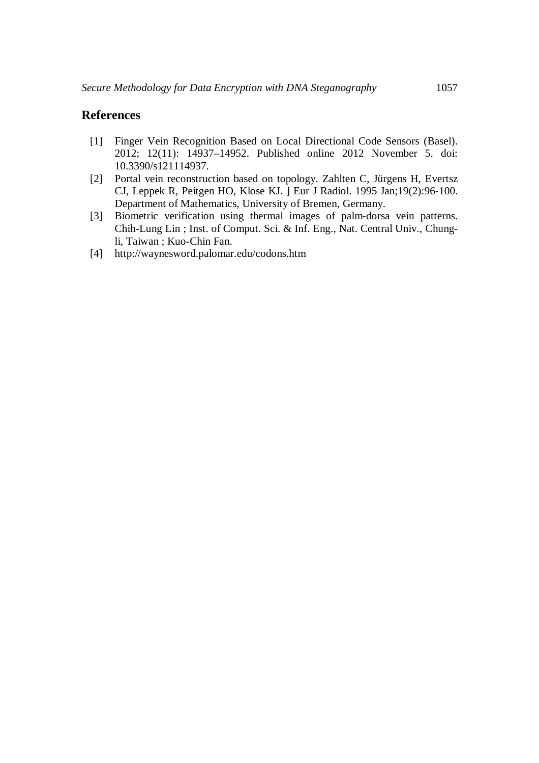## References

[1] Finger Vein Recognition Based on Local Directional Code Sensors (Basel). 2012; 12(11): 14937–14952. Published online 2012 November 5. doi: 10.3390/s121114937.

[2] Portal vein reconstruction based on topology. Zahlten C, Jürgens H, Evertsz CJ, Leppek R, Peitgen HO, Klose KJ. ] Eur J Radiol. 1995 Jan;19(2):96-100. Department of Mathematics, University of Bremen, Germany.

[3] Biometric verification using thermal images of palm-dorsa vein patterns. Chih-Lung Lin ; Inst. of Comput. Sci. & Inf. Eng., Nat. Central Univ., Chung-li, Taiwan ; Kuo-Chin Fan.

[4] http://waynesword.palomar.edu/codons.htm